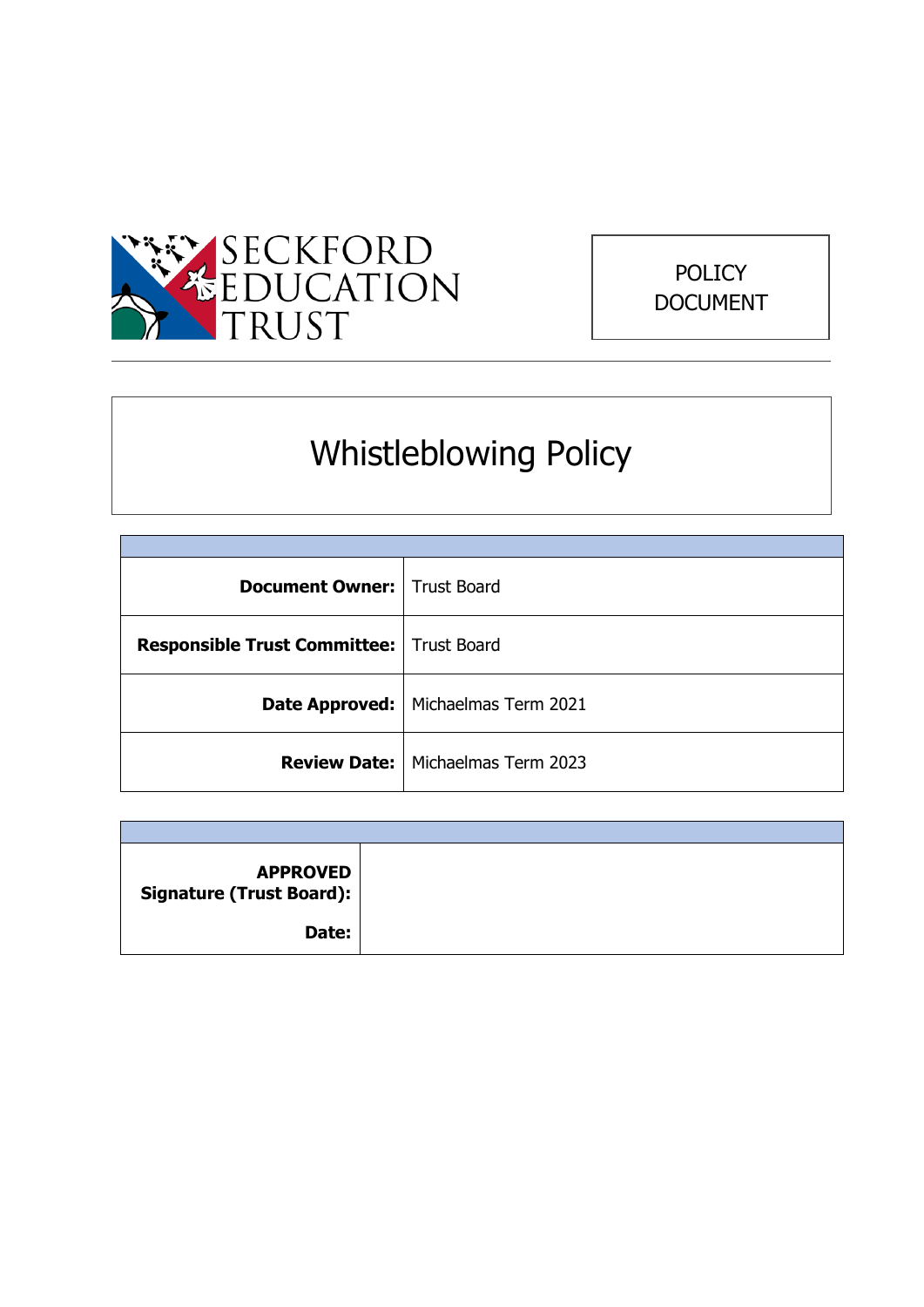SECKFORD EDUCATION TRUST

POLICY DOCUMENT

# Whistleblowing Policy

| | |
|---|---|
| **Document Owner:** | Trust Board |
| **Responsible Trust Committee:** | Trust Board |
| **Date Approved:** | Michaelmas Term 2021 |
| **Review Date:** | Michaelmas Term 2023 |

| | |
|---|---|
| **APPROVED Signature (Trust Board):** **Date:** | |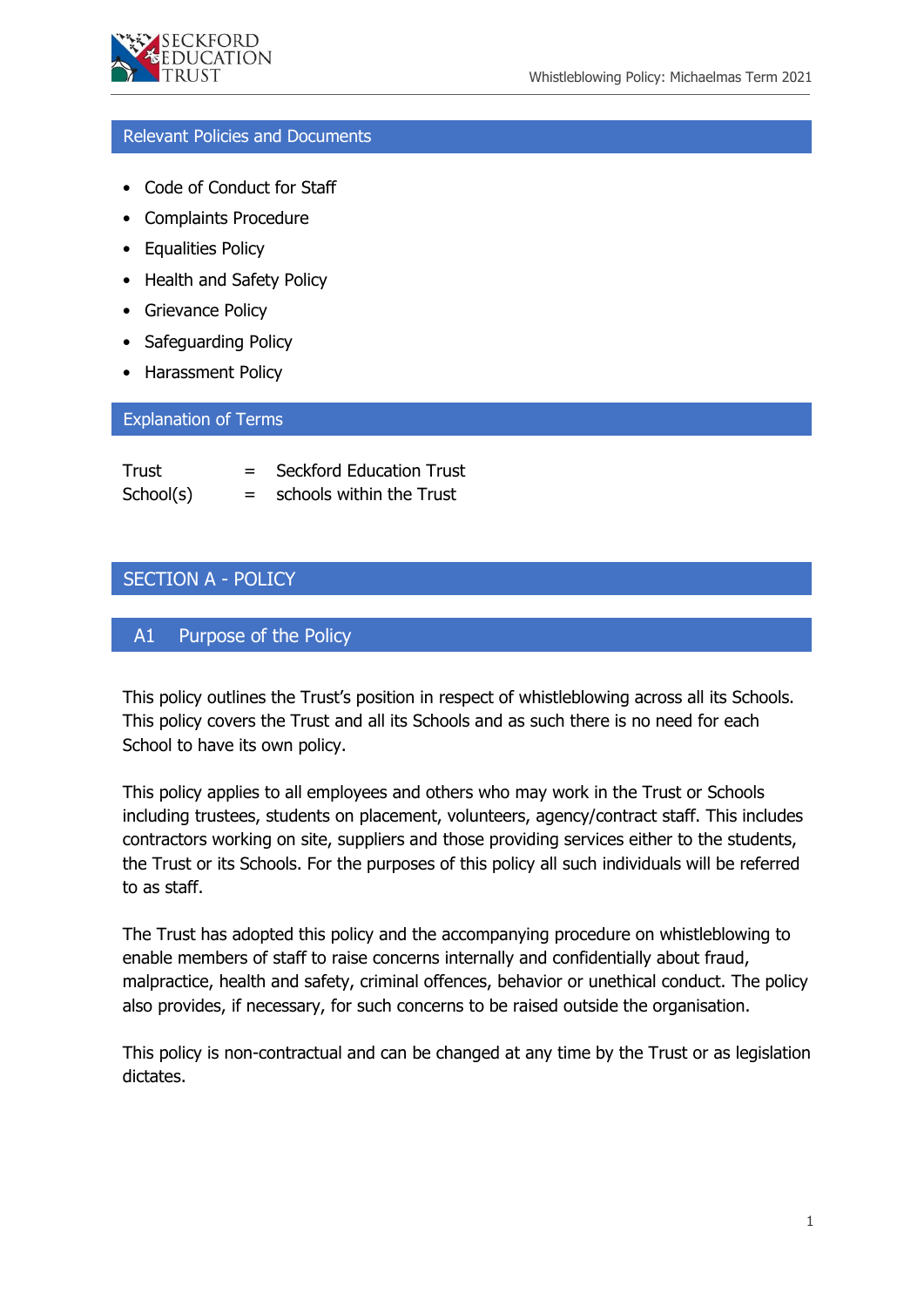## Relevant Policies and Documents

- Code of Conduct for Staff
- Complaints Procedure
- Equalities Policy
- Health and Safety Policy
- Grievance Policy
- Safeguarding Policy
- Harassment Policy

## Explanation of Terms

| | | |
|---|---|---|
| Trust | = | Seckford Education Trust |
| School(s) | = | schools within the Trust |

# SECTION A - POLICY

## A1 Purpose of the Policy

This policy outlines the Trust's position in respect of whistleblowing across all its Schools. This policy covers the Trust and all its Schools and as such there is no need for each School to have its own policy.

This policy applies to all employees and others who may work in the Trust or Schools including trustees, students on placement, volunteers, agency/contract staff. This includes contractors working on site, suppliers and those providing services either to the students, the Trust or its Schools. For the purposes of this policy all such individuals will be referred to as staff.

The Trust has adopted this policy and the accompanying procedure on whistleblowing to enable members of staff to raise concerns internally and confidentially about fraud, malpractice, health and safety, criminal offences, behavior or unethical conduct. The policy also provides, if necessary, for such concerns to be raised outside the organisation.

This policy is non-contractual and can be changed at any time by the Trust or as legislation dictates.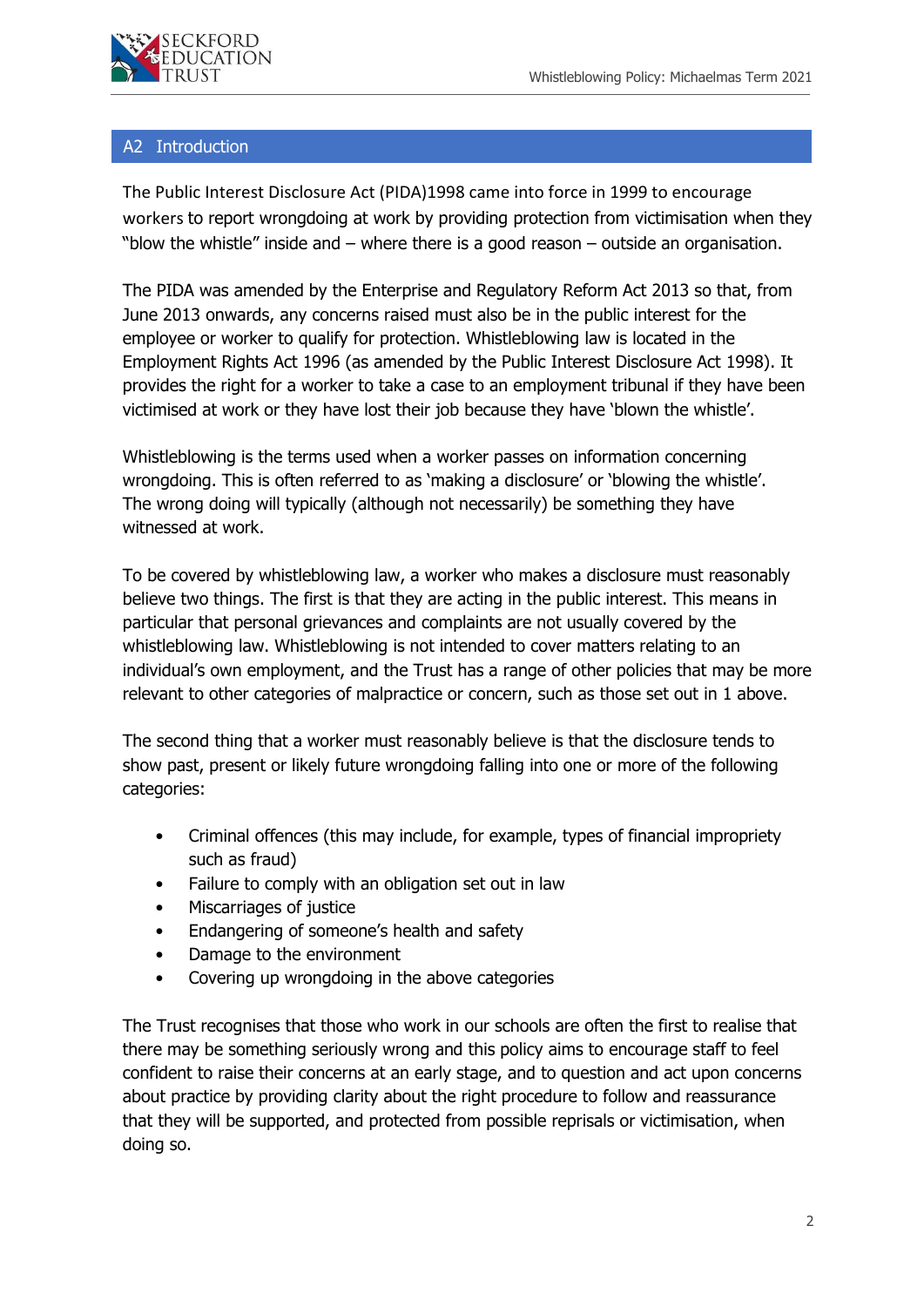## A2 Introduction

The Public Interest Disclosure Act (PIDA)1998 came into force in 1999 to encourage workers to report wrongdoing at work by providing protection from victimisation when they "blow the whistle" inside and – where there is a good reason – outside an organisation.

The PIDA was amended by the Enterprise and Regulatory Reform Act 2013 so that, from June 2013 onwards, any concerns raised must also be in the public interest for the employee or worker to qualify for protection. Whistleblowing law is located in the Employment Rights Act 1996 (as amended by the Public Interest Disclosure Act 1998). It provides the right for a worker to take a case to an employment tribunal if they have been victimised at work or they have lost their job because they have 'blown the whistle'.

Whistleblowing is the terms used when a worker passes on information concerning wrongdoing. This is often referred to as 'making a disclosure' or 'blowing the whistle'. The wrong doing will typically (although not necessarily) be something they have witnessed at work.

To be covered by whistleblowing law, a worker who makes a disclosure must reasonably believe two things. The first is that they are acting in the public interest. This means in particular that personal grievances and complaints are not usually covered by the whistleblowing law. Whistleblowing is not intended to cover matters relating to an individual's own employment, and the Trust has a range of other policies that may be more relevant to other categories of malpractice or concern, such as those set out in 1 above.

The second thing that a worker must reasonably believe is that the disclosure tends to show past, present or likely future wrongdoing falling into one or more of the following categories:

- Criminal offences (this may include, for example, types of financial impropriety such as fraud)
- Failure to comply with an obligation set out in law
- Miscarriages of justice
- Endangering of someone's health and safety
- Damage to the environment
- Covering up wrongdoing in the above categories

The Trust recognises that those who work in our schools are often the first to realise that there may be something seriously wrong and this policy aims to encourage staff to feel confident to raise their concerns at an early stage, and to question and act upon concerns about practice by providing clarity about the right procedure to follow and reassurance that they will be supported, and protected from possible reprisals or victimisation, when doing so.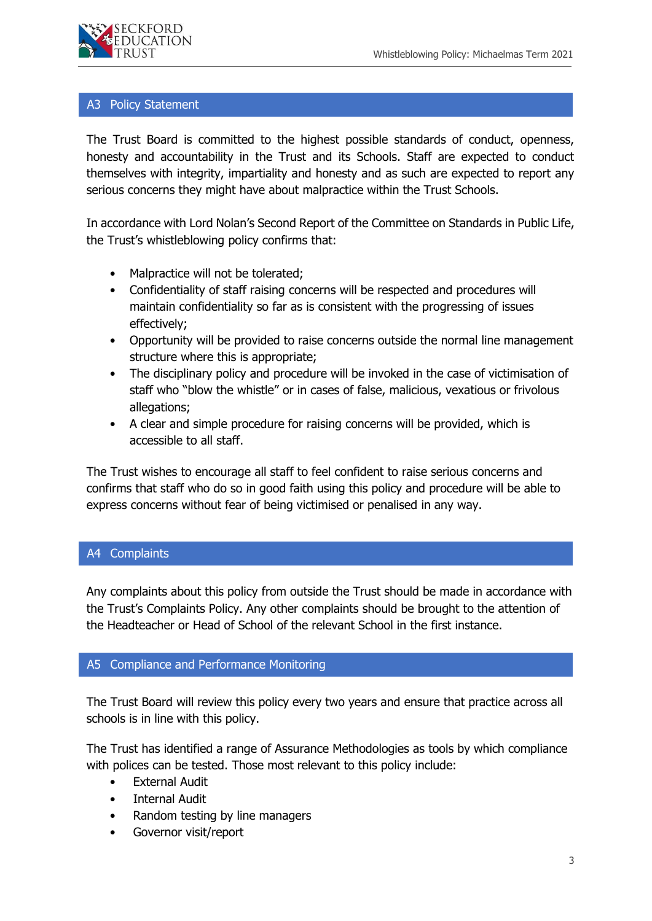## A3 Policy Statement

The Trust Board is committed to the highest possible standards of conduct, openness, honesty and accountability in the Trust and its Schools. Staff are expected to conduct themselves with integrity, impartiality and honesty and as such are expected to report any serious concerns they might have about malpractice within the Trust Schools.

In accordance with Lord Nolan's Second Report of the Committee on Standards in Public Life, the Trust's whistleblowing policy confirms that:

- Malpractice will not be tolerated;
- Confidentiality of staff raising concerns will be respected and procedures will maintain confidentiality so far as is consistent with the progressing of issues effectively;
- Opportunity will be provided to raise concerns outside the normal line management structure where this is appropriate;
- The disciplinary policy and procedure will be invoked in the case of victimisation of staff who "blow the whistle" or in cases of false, malicious, vexatious or frivolous allegations;
- A clear and simple procedure for raising concerns will be provided, which is accessible to all staff.

The Trust wishes to encourage all staff to feel confident to raise serious concerns and confirms that staff who do so in good faith using this policy and procedure will be able to express concerns without fear of being victimised or penalised in any way.

## A4 Complaints

Any complaints about this policy from outside the Trust should be made in accordance with the Trust's Complaints Policy. Any other complaints should be brought to the attention of the Headteacher or Head of School of the relevant School in the first instance.

## A5 Compliance and Performance Monitoring

The Trust Board will review this policy every two years and ensure that practice across all schools is in line with this policy.

The Trust has identified a range of Assurance Methodologies as tools by which compliance with polices can be tested. Those most relevant to this policy include:

- External Audit
- Internal Audit
- Random testing by line managers
- Governor visit/report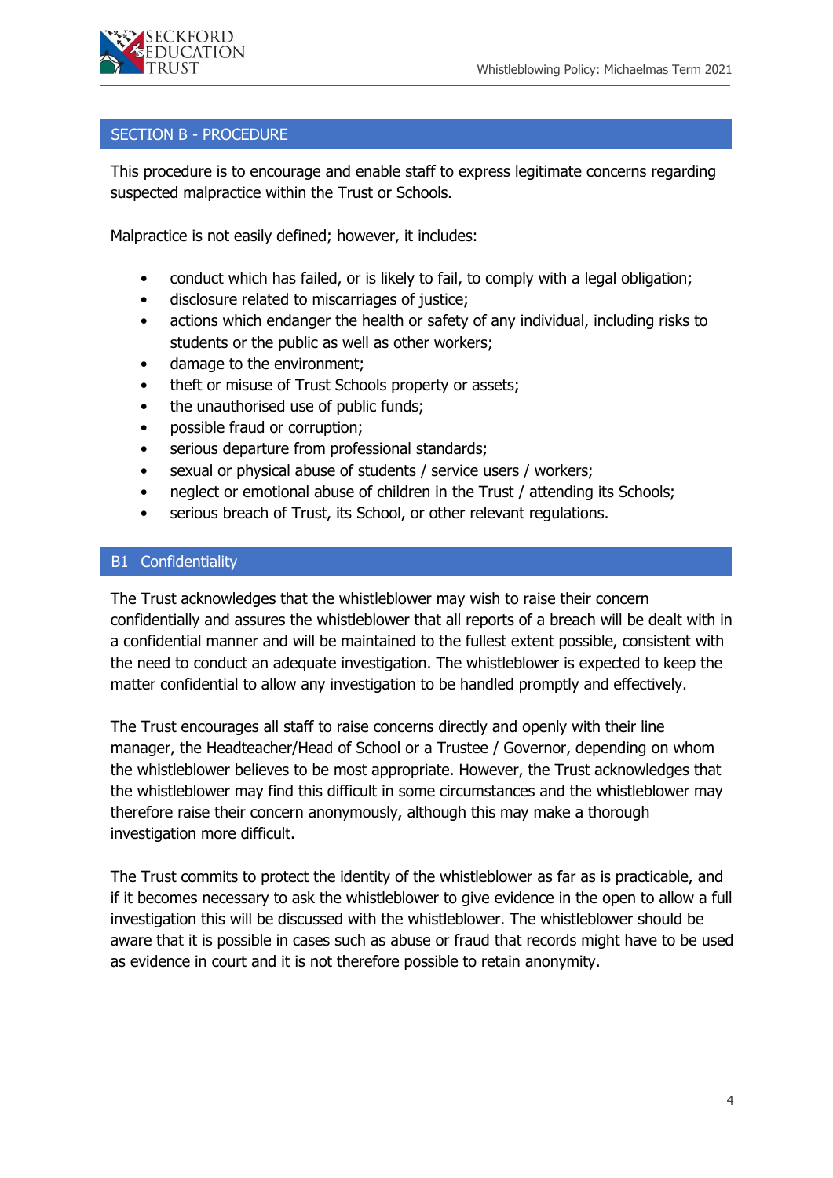## SECTION B - PROCEDURE

This procedure is to encourage and enable staff to express legitimate concerns regarding suspected malpractice within the Trust or Schools.

Malpractice is not easily defined; however, it includes:

- conduct which has failed, or is likely to fail, to comply with a legal obligation;
- disclosure related to miscarriages of justice;
- actions which endanger the health or safety of any individual, including risks to students or the public as well as other workers;
- damage to the environment;
- theft or misuse of Trust Schools property or assets;
- the unauthorised use of public funds;
- possible fraud or corruption;
- serious departure from professional standards;
- sexual or physical abuse of students / service users / workers;
- neglect or emotional abuse of children in the Trust / attending its Schools;
- serious breach of Trust, its School, or other relevant regulations.

### B1 Confidentiality

The Trust acknowledges that the whistleblower may wish to raise their concern confidentially and assures the whistleblower that all reports of a breach will be dealt with in a confidential manner and will be maintained to the fullest extent possible, consistent with the need to conduct an adequate investigation. The whistleblower is expected to keep the matter confidential to allow any investigation to be handled promptly and effectively.

The Trust encourages all staff to raise concerns directly and openly with their line manager, the Headteacher/Head of School or a Trustee / Governor, depending on whom the whistleblower believes to be most appropriate. However, the Trust acknowledges that the whistleblower may find this difficult in some circumstances and the whistleblower may therefore raise their concern anonymously, although this may make a thorough investigation more difficult.

The Trust commits to protect the identity of the whistleblower as far as is practicable, and if it becomes necessary to ask the whistleblower to give evidence in the open to allow a full investigation this will be discussed with the whistleblower. The whistleblower should be aware that it is possible in cases such as abuse or fraud that records might have to be used as evidence in court and it is not therefore possible to retain anonymity.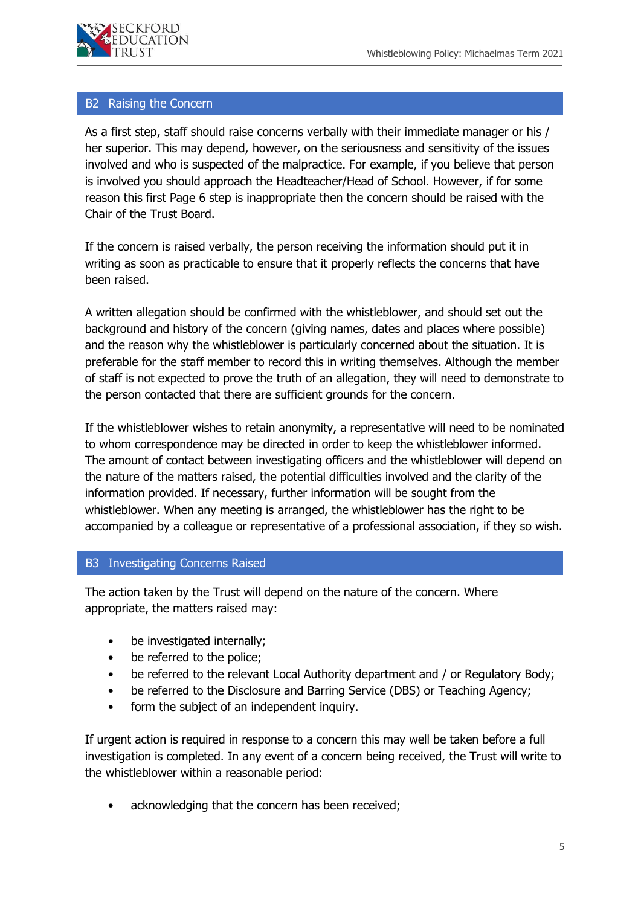## B2 Raising the Concern

As a first step, staff should raise concerns verbally with their immediate manager or his / her superior. This may depend, however, on the seriousness and sensitivity of the issues involved and who is suspected of the malpractice. For example, if you believe that person is involved you should approach the Headteacher/Head of School. However, if for some reason this first Page 6 step is inappropriate then the concern should be raised with the Chair of the Trust Board.

If the concern is raised verbally, the person receiving the information should put it in writing as soon as practicable to ensure that it properly reflects the concerns that have been raised.

A written allegation should be confirmed with the whistleblower, and should set out the background and history of the concern (giving names, dates and places where possible) and the reason why the whistleblower is particularly concerned about the situation. It is preferable for the staff member to record this in writing themselves. Although the member of staff is not expected to prove the truth of an allegation, they will need to demonstrate to the person contacted that there are sufficient grounds for the concern.

If the whistleblower wishes to retain anonymity, a representative will need to be nominated to whom correspondence may be directed in order to keep the whistleblower informed. The amount of contact between investigating officers and the whistleblower will depend on the nature of the matters raised, the potential difficulties involved and the clarity of the information provided. If necessary, further information will be sought from the whistleblower. When any meeting is arranged, the whistleblower has the right to be accompanied by a colleague or representative of a professional association, if they so wish.

## B3 Investigating Concerns Raised

The action taken by the Trust will depend on the nature of the concern. Where appropriate, the matters raised may:

- be investigated internally;
- be referred to the police;
- be referred to the relevant Local Authority department and / or Regulatory Body;
- be referred to the Disclosure and Barring Service (DBS) or Teaching Agency;
- form the subject of an independent inquiry.

If urgent action is required in response to a concern this may well be taken before a full investigation is completed. In any event of a concern being received, the Trust will write to the whistleblower within a reasonable period:

- acknowledging that the concern has been received;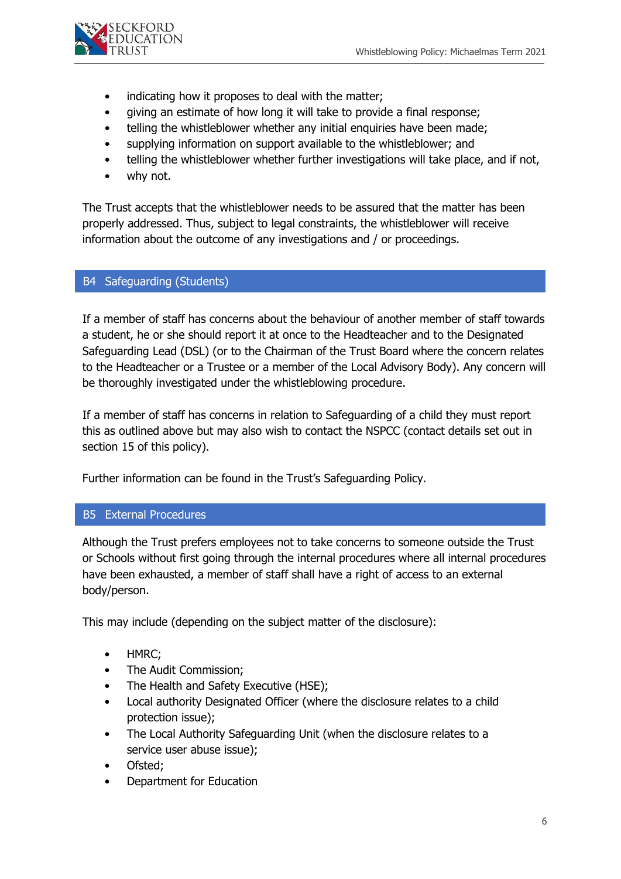- indicating how it proposes to deal with the matter;
- giving an estimate of how long it will take to provide a final response;
- telling the whistleblower whether any initial enquiries have been made;
- supplying information on support available to the whistleblower; and
- telling the whistleblower whether further investigations will take place, and if not,
- why not.

The Trust accepts that the whistleblower needs to be assured that the matter has been properly addressed. Thus, subject to legal constraints, the whistleblower will receive information about the outcome of any investigations and / or proceedings.

## B4 Safeguarding (Students)

If a member of staff has concerns about the behaviour of another member of staff towards a student, he or she should report it at once to the Headteacher and to the Designated Safeguarding Lead (DSL) (or to the Chairman of the Trust Board where the concern relates to the Headteacher or a Trustee or a member of the Local Advisory Body). Any concern will be thoroughly investigated under the whistleblowing procedure.

If a member of staff has concerns in relation to Safeguarding of a child they must report this as outlined above but may also wish to contact the NSPCC (contact details set out in section 15 of this policy).

Further information can be found in the Trust's Safeguarding Policy.

## B5 External Procedures

Although the Trust prefers employees not to take concerns to someone outside the Trust or Schools without first going through the internal procedures where all internal procedures have been exhausted, a member of staff shall have a right of access to an external body/person.

This may include (depending on the subject matter of the disclosure):

- HMRC;
- The Audit Commission;
- The Health and Safety Executive (HSE);
- Local authority Designated Officer (where the disclosure relates to a child protection issue);
- The Local Authority Safeguarding Unit (when the disclosure relates to a service user abuse issue);
- Ofsted;
- Department for Education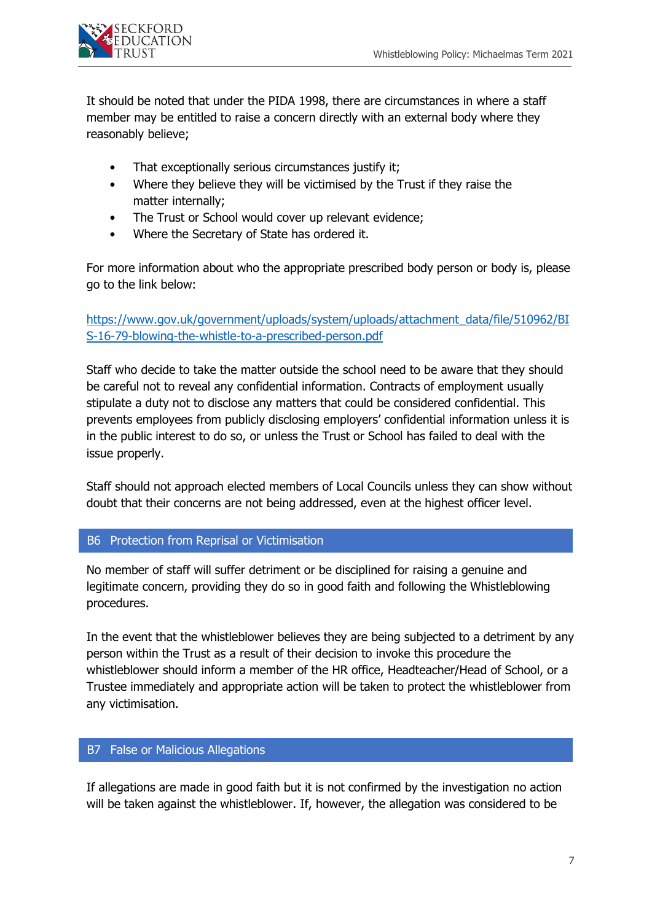It should be noted that under the PIDA 1998, there are circumstances in where a staff member may be entitled to raise a concern directly with an external body where they reasonably believe;

- That exceptionally serious circumstances justify it;
- Where they believe they will be victimised by the Trust if they raise the matter internally;
- The Trust or School would cover up relevant evidence;
- Where the Secretary of State has ordered it.

For more information about who the appropriate prescribed body person or body is, please go to the link below:

https://www.gov.uk/government/uploads/system/uploads/attachment_data/file/510962/BIS-16-79-blowing-the-whistle-to-a-prescribed-person.pdf

Staff who decide to take the matter outside the school need to be aware that they should be careful not to reveal any confidential information. Contracts of employment usually stipulate a duty not to disclose any matters that could be considered confidential. This prevents employees from publicly disclosing employers' confidential information unless it is in the public interest to do so, or unless the Trust or School has failed to deal with the issue properly.

Staff should not approach elected members of Local Councils unless they can show without doubt that their concerns are not being addressed, even at the highest officer level.

## B6 Protection from Reprisal or Victimisation

No member of staff will suffer detriment or be disciplined for raising a genuine and legitimate concern, providing they do so in good faith and following the Whistleblowing procedures.

In the event that the whistleblower believes they are being subjected to a detriment by any person within the Trust as a result of their decision to invoke this procedure the whistleblower should inform a member of the HR office, Headteacher/Head of School, or a Trustee immediately and appropriate action will be taken to protect the whistleblower from any victimisation.

## B7 False or Malicious Allegations

If allegations are made in good faith but it is not confirmed by the investigation no action will be taken against the whistleblower. If, however, the allegation was considered to be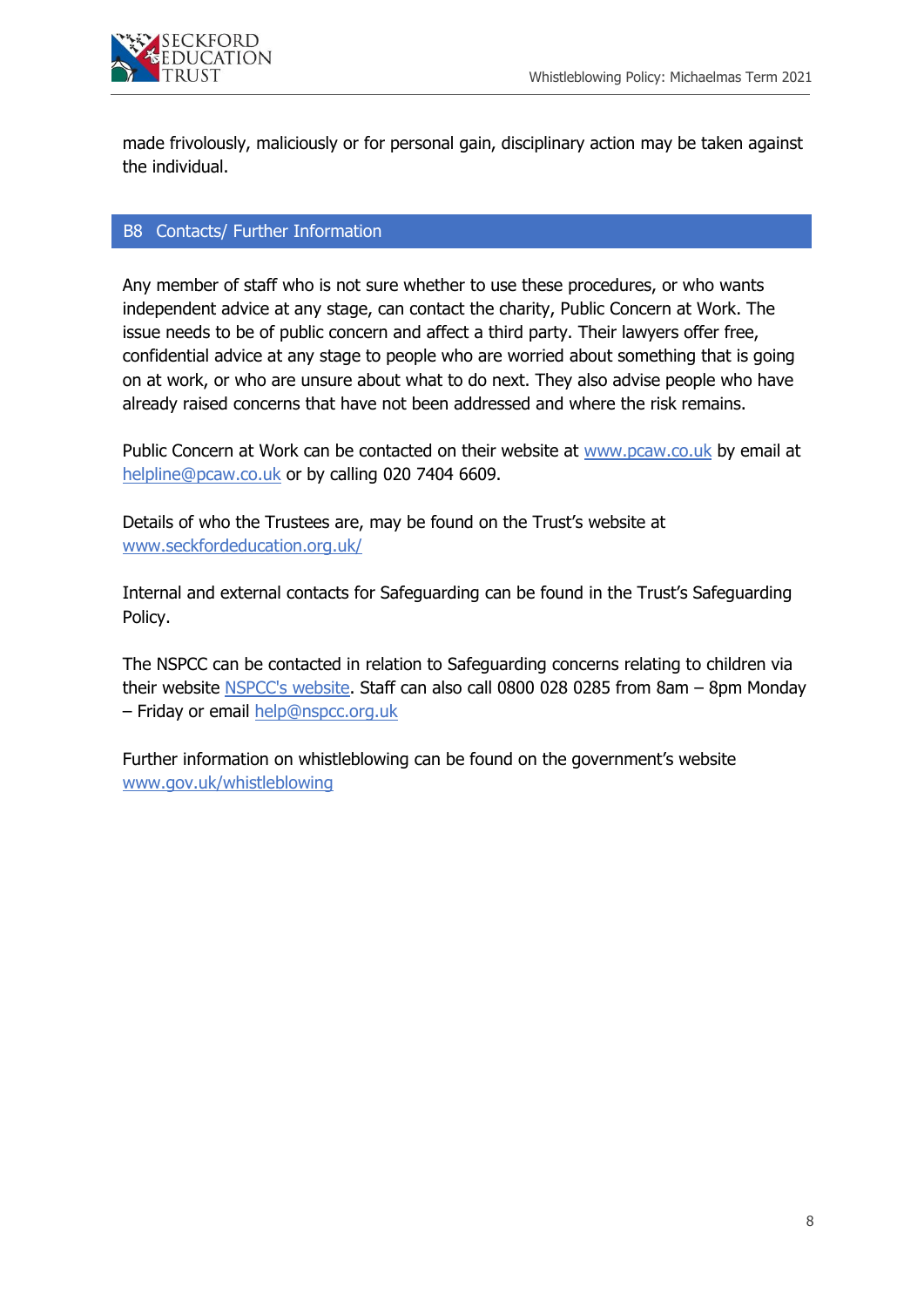made frivolously, maliciously or for personal gain, disciplinary action may be taken against the individual.

## B8 Contacts/ Further Information

Any member of staff who is not sure whether to use these procedures, or who wants independent advice at any stage, can contact the charity, Public Concern at Work. The issue needs to be of public concern and affect a third party. Their lawyers offer free, confidential advice at any stage to people who are worried about something that is going on at work, or who are unsure about what to do next. They also advise people who have already raised concerns that have not been addressed and where the risk remains.

Public Concern at Work can be contacted on their website at www.pcaw.co.uk by email at helpline@pcaw.co.uk or by calling 020 7404 6609.

Details of who the Trustees are, may be found on the Trust's website at www.seckfordeducation.org.uk/

Internal and external contacts for Safeguarding can be found in the Trust's Safeguarding Policy.

The NSPCC can be contacted in relation to Safeguarding concerns relating to children via their website NSPCC's website. Staff can also call 0800 028 0285 from 8am – 8pm Monday – Friday or email help@nspcc.org.uk

Further information on whistleblowing can be found on the government's website www.gov.uk/whistleblowing